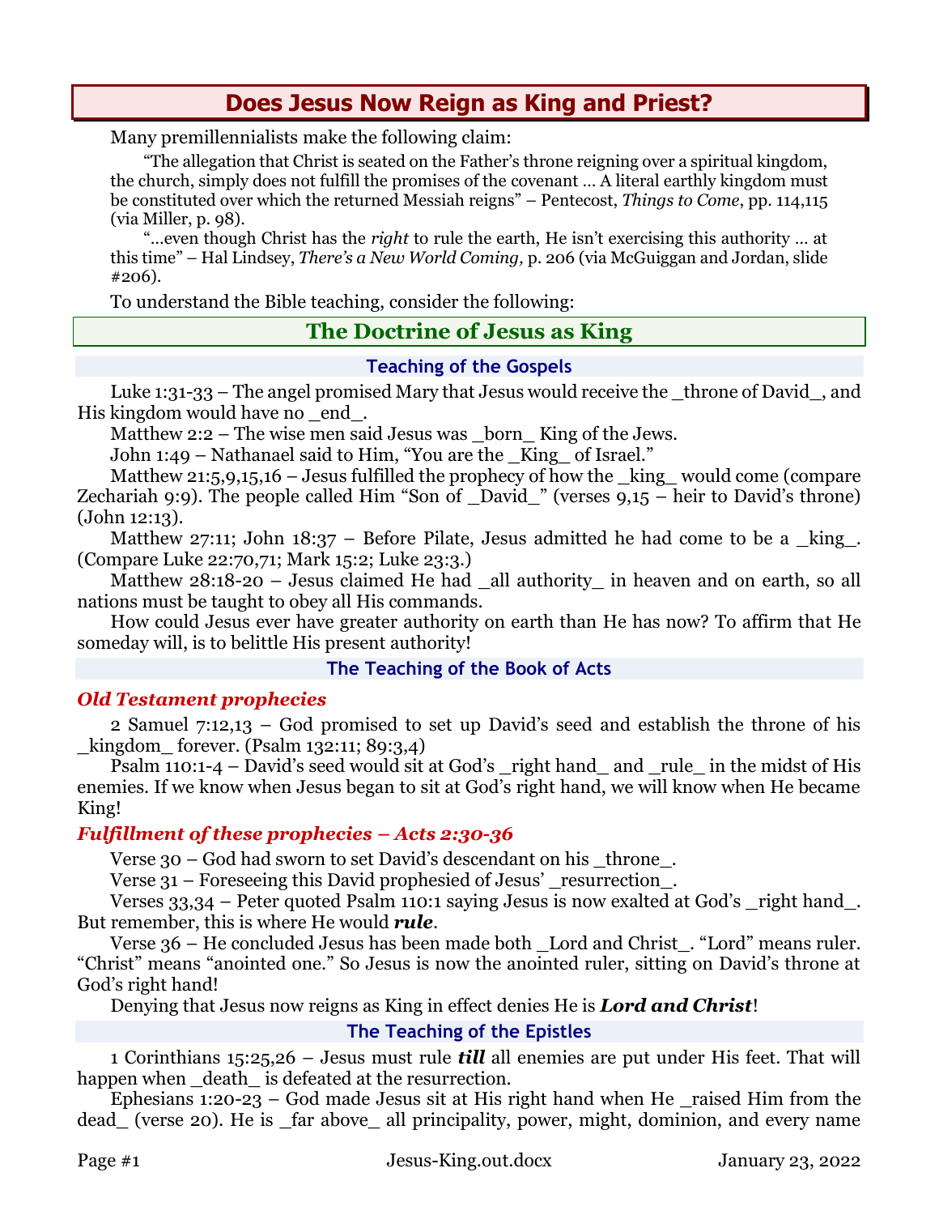# Does Jesus Now Reign as King and Priest?

Many premillennialists make the following claim:

"The allegation that Christ is seated on the Father's throne reigning over a spiritual kingdom, the church, simply does not fulfill the promises of the covenant … A literal earthly kingdom must be constituted over which the returned Messiah reigns" – Pentecost, *Things to Come*, pp. 114,115 (via Miller, p. 98).

"…even though Christ has the *right* to rule the earth, He isn't exercising this authority … at this time" – Hal Lindsey, *There's a New World Coming*, p. 206 (via McGuiggan and Jordan, slide #206).

To understand the Bible teaching, consider the following:

## The Doctrine of Jesus as King

### Teaching of the Gospels

Luke 1:31-33 – The angel promised Mary that Jesus would receive the _throne of David_, and His kingdom would have no _end_.

Matthew 2:2 – The wise men said Jesus was _born_ King of the Jews.

John 1:49 – Nathanael said to Him, "You are the _King_ of Israel."

Matthew 21:5,9,15,16 – Jesus fulfilled the prophecy of how the _king_ would come (compare Zechariah 9:9). The people called Him "Son of _David_" (verses 9,15 – heir to David's throne) (John 12:13).

Matthew 27:11; John 18:37 – Before Pilate, Jesus admitted he had come to be a _king_. (Compare Luke 22:70,71; Mark 15:2; Luke 23:3.)

Matthew 28:18-20 – Jesus claimed He had _all authority_ in heaven and on earth, so all nations must be taught to obey all His commands.

How could Jesus ever have greater authority on earth than He has now? To affirm that He someday will, is to belittle His present authority!

### The Teaching of the Book of Acts

#### *Old Testament prophecies*

2 Samuel 7:12,13 – God promised to set up David's seed and establish the throne of his _kingdom_ forever. (Psalm 132:11; 89:3,4)

Psalm 110:1-4 – David's seed would sit at God's _right hand_ and _rule_ in the midst of His enemies. If we know when Jesus began to sit at God's right hand, we will know when He became King!

#### *Fulfillment of these prophecies – Acts 2:30-36*

Verse 30 – God had sworn to set David's descendant on his _throne_.

Verse 31 – Foreseeing this David prophesied of Jesus' _resurrection_.

Verses 33,34 – Peter quoted Psalm 110:1 saying Jesus is now exalted at God's _right hand_. But remember, this is where He would ***rule***.

Verse 36 – He concluded Jesus has been made both _Lord and Christ_. "Lord" means ruler. "Christ" means "anointed one." So Jesus is now the anointed ruler, sitting on David's throne at God's right hand!

Denying that Jesus now reigns as King in effect denies He is ***Lord and Christ***!

### The Teaching of the Epistles

1 Corinthians 15:25,26 – Jesus must rule ***till*** all enemies are put under His feet. That will happen when _death_ is defeated at the resurrection.

Ephesians 1:20-23 – God made Jesus sit at His right hand when He _raised Him from the dead_ (verse 20). He is _far above_ all principality, power, might, dominion, and every name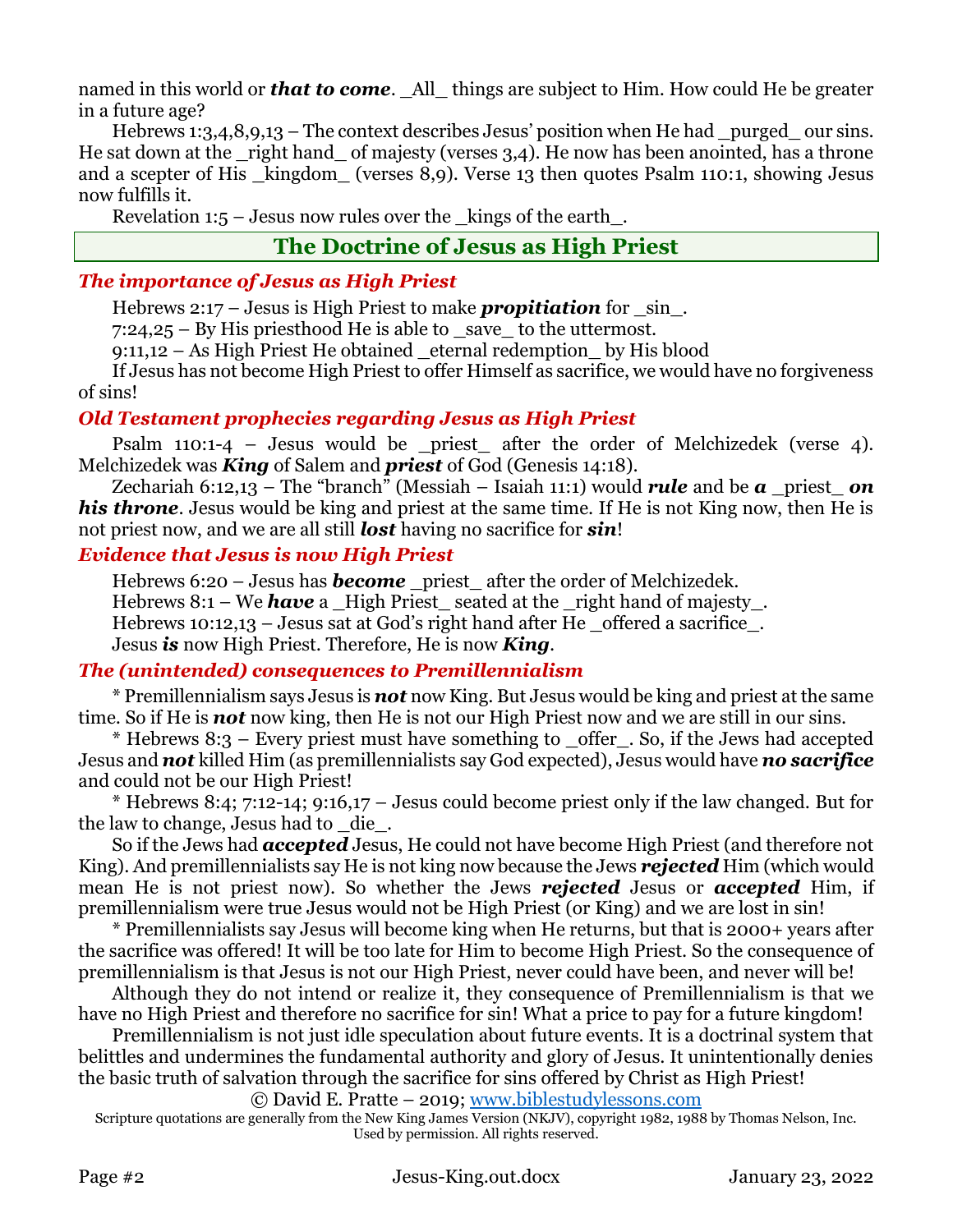named in this world or ***that to come***. _All_ things are subject to Him. How could He be greater in a future age?

Hebrews 1:3,4,8,9,13 – The context describes Jesus' position when He had _purged_ our sins. He sat down at the _right hand_ of majesty (verses 3,4). He now has been anointed, has a throne and a scepter of His _kingdom_ (verses 8,9). Verse 13 then quotes Psalm 110:1, showing Jesus now fulfills it.

Revelation 1:5 – Jesus now rules over the _kings of the earth_.

## The Doctrine of Jesus as High Priest

### *The importance of Jesus as High Priest*

Hebrews 2:17 – Jesus is High Priest to make ***propitiation*** for _sin_.

7:24,25 – By His priesthood He is able to _save_ to the uttermost.

9:11,12 – As High Priest He obtained _eternal redemption_ by His blood

If Jesus has not become High Priest to offer Himself as sacrifice, we would have no forgiveness of sins!

### *Old Testament prophecies regarding Jesus as High Priest*

Psalm 110:1-4 – Jesus would be _priest_ after the order of Melchizedek (verse 4). Melchizedek was ***King*** of Salem and ***priest*** of God (Genesis 14:18).

Zechariah 6:12,13 – The "branch" (Messiah – Isaiah 11:1) would ***rule*** and be ***a*** _priest_ ***on his throne***. Jesus would be king and priest at the same time. If He is not King now, then He is not priest now, and we are all still ***lost*** having no sacrifice for ***sin***!

### *Evidence that Jesus is now High Priest*

Hebrews 6:20 – Jesus has ***become*** _priest_ after the order of Melchizedek.

Hebrews 8:1 – We ***have*** a _High Priest_ seated at the _right hand of majesty_.

Hebrews 10:12,13 – Jesus sat at God's right hand after He _offered a sacrifice_.

Jesus ***is*** now High Priest. Therefore, He is now ***King***.

### *The (unintended) consequences to Premillennialism*

\* Premillennialism says Jesus is ***not*** now King. But Jesus would be king and priest at the same time. So if He is ***not*** now king, then He is not our High Priest now and we are still in our sins.

\* Hebrews 8:3 – Every priest must have something to _offer_. So, if the Jews had accepted Jesus and ***not*** killed Him (as premillennialists say God expected), Jesus would have ***no sacrifice*** and could not be our High Priest!

\* Hebrews 8:4; 7:12-14; 9:16,17 – Jesus could become priest only if the law changed. But for the law to change, Jesus had to _die_.

So if the Jews had ***accepted*** Jesus, He could not have become High Priest (and therefore not King). And premillennialists say He is not king now because the Jews ***rejected*** Him (which would mean He is not priest now). So whether the Jews ***rejected*** Jesus or ***accepted*** Him, if premillennialism were true Jesus would not be High Priest (or King) and we are lost in sin!

\* Premillennialists say Jesus will become king when He returns, but that is 2000+ years after the sacrifice was offered! It will be too late for Him to become High Priest. So the consequence of premillennialism is that Jesus is not our High Priest, never could have been, and never will be!

Although they do not intend or realize it, they consequence of Premillennialism is that we have no High Priest and therefore no sacrifice for sin! What a price to pay for a future kingdom!

Premillennialism is not just idle speculation about future events. It is a doctrinal system that belittles and undermines the fundamental authority and glory of Jesus. It unintentionally denies the basic truth of salvation through the sacrifice for sins offered by Christ as High Priest!

© David E. Pratte – 2019; www.biblestudylessons.com

Scripture quotations are generally from the New King James Version (NKJV), copyright 1982, 1988 by Thomas Nelson, Inc. Used by permission. All rights reserved.